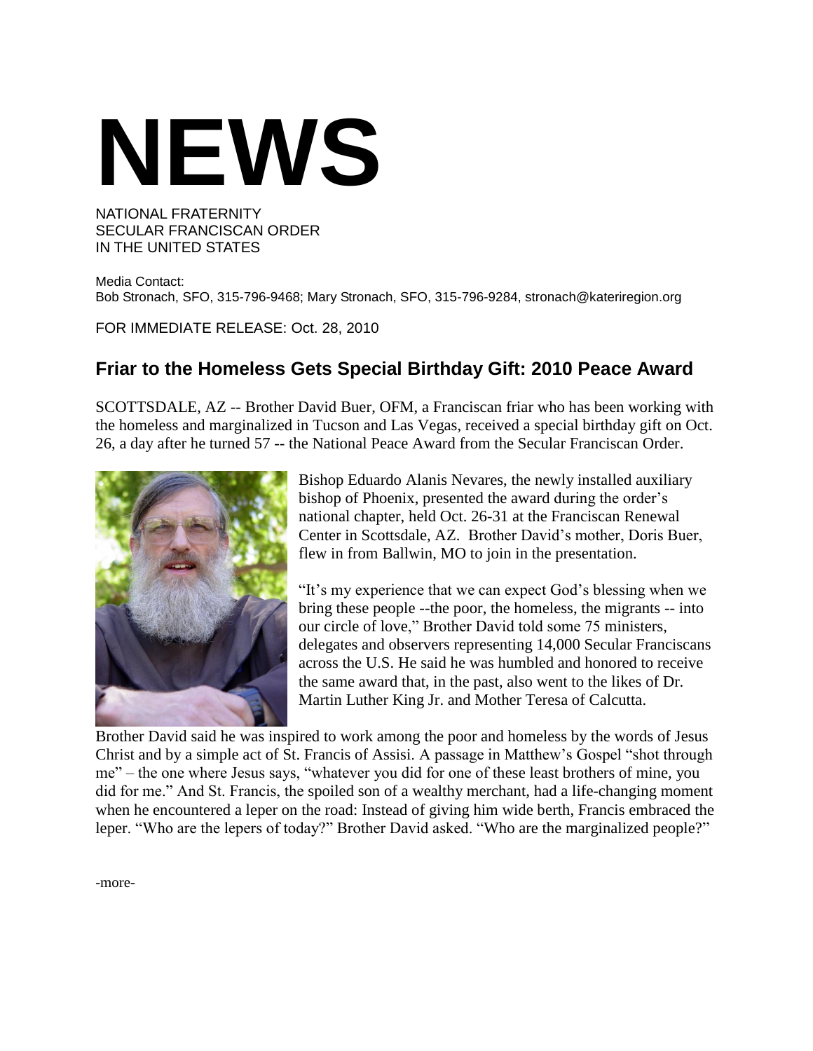# NEWS

NATIONAL FRATERNITY
SECULAR FRANCISCAN ORDER
IN THE UNITED STATES

Media Contact:
Bob Stronach, SFO, 315-796-9468; Mary Stronach, SFO, 315-796-9284, stronach@kateriregion.org

FOR IMMEDIATE RELEASE: Oct. 28, 2010

## Friar to the Homeless Gets Special Birthday Gift: 2010 Peace Award

SCOTTSDALE, AZ -- Brother David Buer, OFM, a Franciscan friar who has been working with the homeless and marginalized in Tucson and Las Vegas, received a special birthday gift on Oct. 26, a day after he turned 57 -- the National Peace Award from the Secular Franciscan Order.

Bishop Eduardo Alanis Nevares, the newly installed auxiliary bishop of Phoenix, presented the award during the order's national chapter, held Oct. 26-31 at the Franciscan Renewal Center in Scottsdale, AZ. Brother David's mother, Doris Buer, flew in from Ballwin, MO to join in the presentation.

"It's my experience that we can expect God's blessing when we bring these people --the poor, the homeless, the migrants -- into our circle of love," Brother David told some 75 ministers, delegates and observers representing 14,000 Secular Franciscans across the U.S. He said he was humbled and honored to receive the same award that, in the past, also went to the likes of Dr. Martin Luther King Jr. and Mother Teresa of Calcutta.

Brother David said he was inspired to work among the poor and homeless by the words of Jesus Christ and by a simple act of St. Francis of Assisi. A passage in Matthew's Gospel "shot through me" – the one where Jesus says, "whatever you did for one of these least brothers of mine, you did for me." And St. Francis, the spoiled son of a wealthy merchant, had a life-changing moment when he encountered a leper on the road: Instead of giving him wide berth, Francis embraced the leper. "Who are the lepers of today?" Brother David asked. "Who are the marginalized people?"

-more-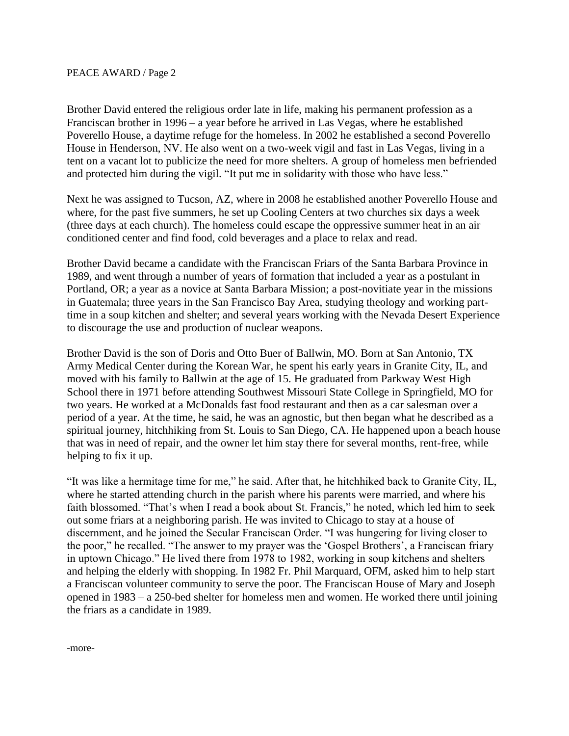Brother David entered the religious order late in life, making his permanent profession as a Franciscan brother in 1996 – a year before he arrived in Las Vegas, where he established Poverello House, a daytime refuge for the homeless. In 2002 he established a second Poverello House in Henderson, NV. He also went on a two-week vigil and fast in Las Vegas, living in a tent on a vacant lot to publicize the need for more shelters. A group of homeless men befriended and protected him during the vigil. "It put me in solidarity with those who have less."

Next he was assigned to Tucson, AZ, where in 2008 he established another Poverello House and where, for the past five summers, he set up Cooling Centers at two churches six days a week (three days at each church). The homeless could escape the oppressive summer heat in an air conditioned center and find food, cold beverages and a place to relax and read.

Brother David became a candidate with the Franciscan Friars of the Santa Barbara Province in 1989, and went through a number of years of formation that included a year as a postulant in Portland, OR; a year as a novice at Santa Barbara Mission; a post-novitiate year in the missions in Guatemala; three years in the San Francisco Bay Area, studying theology and working part-time in a soup kitchen and shelter; and several years working with the Nevada Desert Experience to discourage the use and production of nuclear weapons.

Brother David is the son of Doris and Otto Buer of Ballwin, MO. Born at San Antonio, TX Army Medical Center during the Korean War, he spent his early years in Granite City, IL, and moved with his family to Ballwin at the age of 15. He graduated from Parkway West High School there in 1971 before attending Southwest Missouri State College in Springfield, MO for two years. He worked at a McDonalds fast food restaurant and then as a car salesman over a period of a year. At the time, he said, he was an agnostic, but then began what he described as a spiritual journey, hitchhiking from St. Louis to San Diego, CA. He happened upon a beach house that was in need of repair, and the owner let him stay there for several months, rent-free, while helping to fix it up.

"It was like a hermitage time for me," he said. After that, he hitchhiked back to Granite City, IL, where he started attending church in the parish where his parents were married, and where his faith blossomed. "That's when I read a book about St. Francis," he noted, which led him to seek out some friars at a neighboring parish. He was invited to Chicago to stay at a house of discernment, and he joined the Secular Franciscan Order. "I was hungering for living closer to the poor," he recalled. "The answer to my prayer was the 'Gospel Brothers', a Franciscan friary in uptown Chicago." He lived there from 1978 to 1982, working in soup kitchens and shelters and helping the elderly with shopping. In 1982 Fr. Phil Marquard, OFM, asked him to help start a Franciscan volunteer community to serve the poor. The Franciscan House of Mary and Joseph opened in 1983 – a 250-bed shelter for homeless men and women. He worked there until joining the friars as a candidate in 1989.

-more-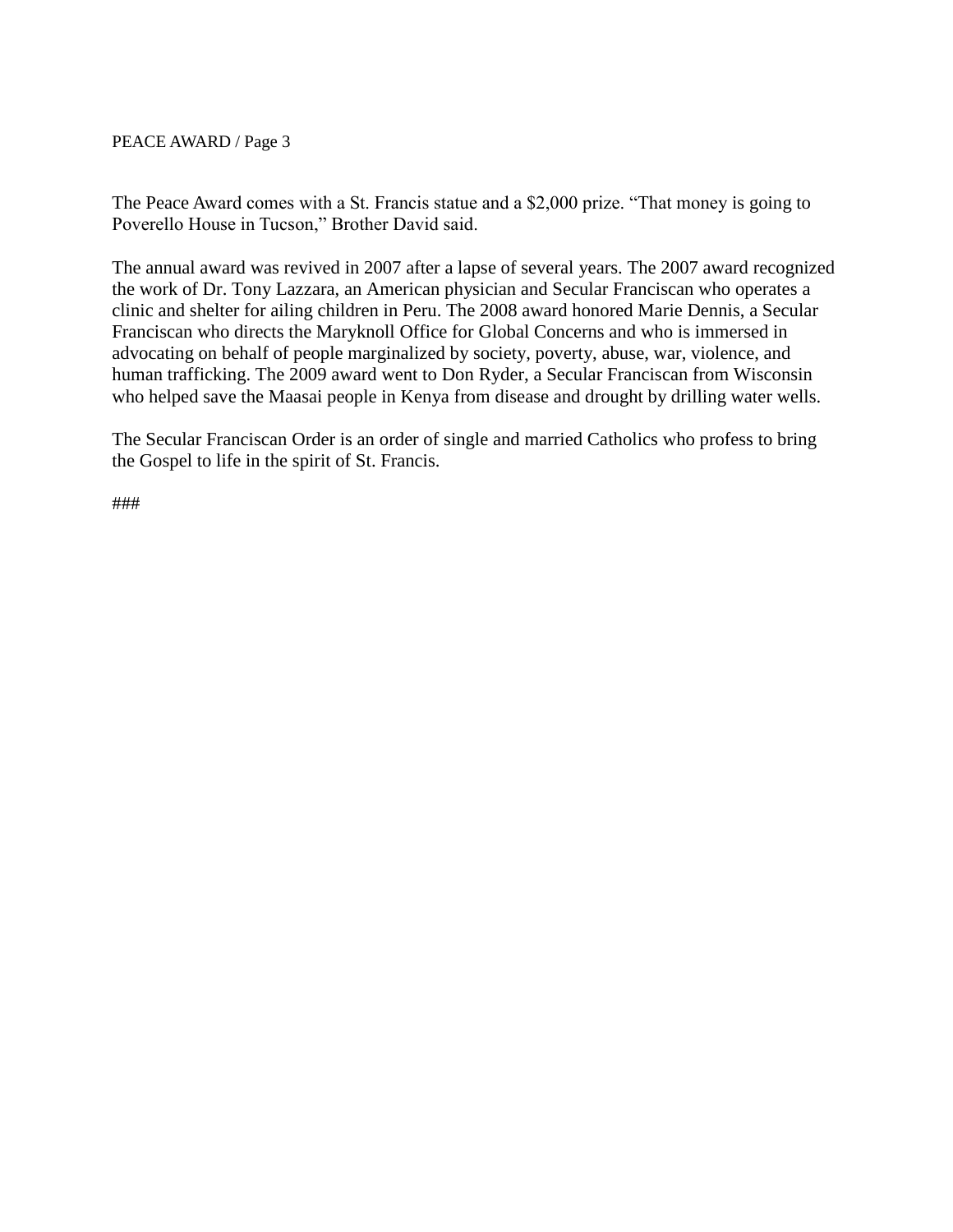The Peace Award comes with a St. Francis statue and a $2,000 prize. “That money is going to Poverello House in Tucson,” Brother David said.

The annual award was revived in 2007 after a lapse of several years. The 2007 award recognized the work of Dr. Tony Lazzara, an American physician and Secular Franciscan who operates a clinic and shelter for ailing children in Peru. The 2008 award honored Marie Dennis, a Secular Franciscan who directs the Maryknoll Office for Global Concerns and who is immersed in advocating on behalf of people marginalized by society, poverty, abuse, war, violence, and human trafficking. The 2009 award went to Don Ryder, a Secular Franciscan from Wisconsin who helped save the Maasai people in Kenya from disease and drought by drilling water wells.

The Secular Franciscan Order is an order of single and married Catholics who profess to bring the Gospel to life in the spirit of St. Francis.

###